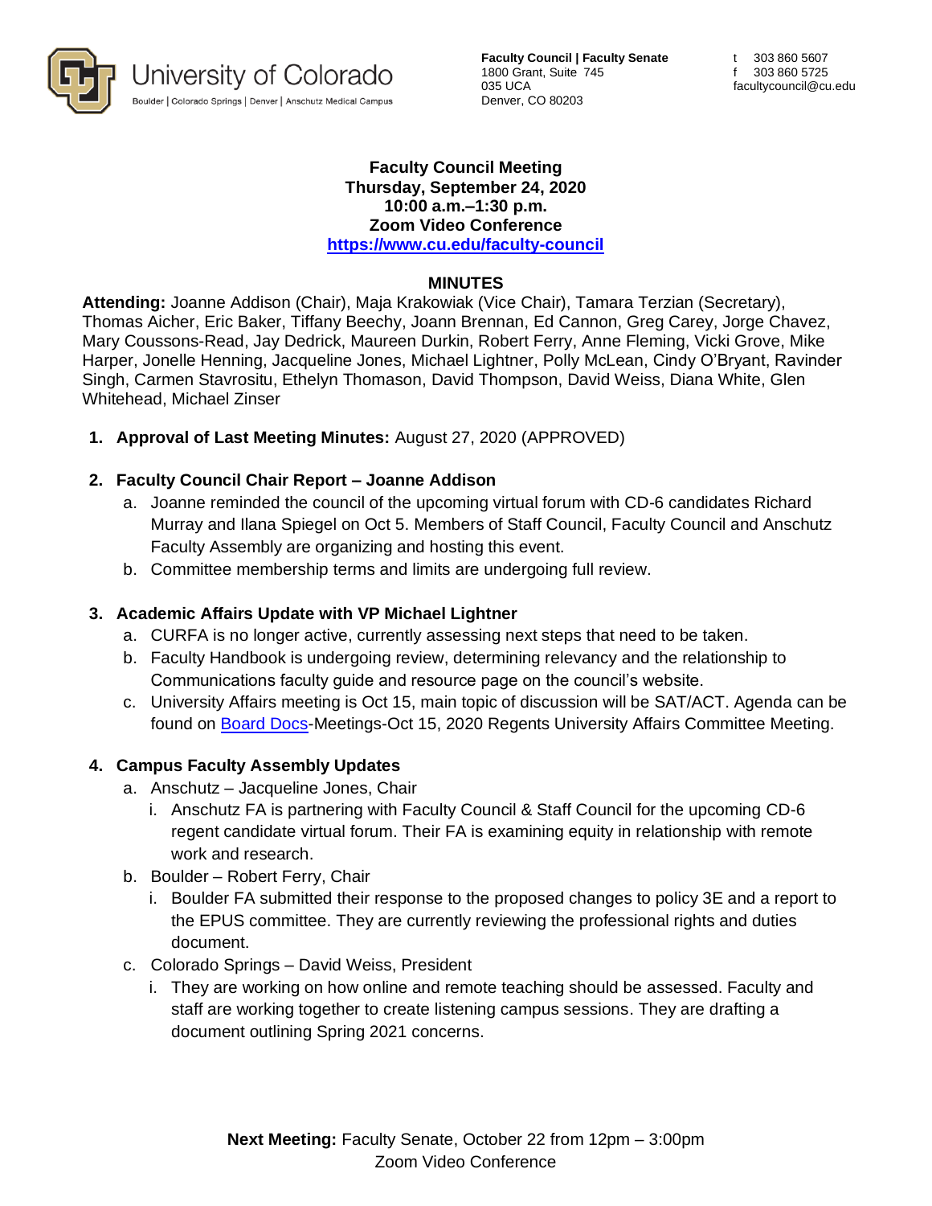University of Colorado
Boulder | Colorado Springs | Denver | Anschutz Medical Campus

**Faculty Council | Faculty Senate**
1800 Grant, Suite 745
035 UCA
Denver, CO 80203

t 303 860 5607
f 303 860 5725
facultycouncil@cu.edu

**Faculty Council Meeting**
**Thursday, September 24, 2020**
**10:00 a.m.–1:30 p.m.**
**Zoom Video Conference**
**https://www.cu.edu/faculty-council**

## MINUTES

**Attending:** Joanne Addison (Chair), Maja Krakowiak (Vice Chair), Tamara Terzian (Secretary), Thomas Aicher, Eric Baker, Tiffany Beechy, Joann Brennan, Ed Cannon, Greg Carey, Jorge Chavez, Mary Coussons-Read, Jay Dedrick, Maureen Durkin, Robert Ferry, Anne Fleming, Vicki Grove, Mike Harper, Jonelle Henning, Jacqueline Jones, Michael Lightner, Polly McLean, Cindy O'Bryant, Ravinder Singh, Carmen Stavrositu, Ethelyn Thomason, David Thompson, David Weiss, Diana White, Glen Whitehead, Michael Zinser

1. **Approval of Last Meeting Minutes:** August 27, 2020 (APPROVED)

2. **Faculty Council Chair Report – Joanne Addison**
   a. Joanne reminded the council of the upcoming virtual forum with CD-6 candidates Richard Murray and Ilana Spiegel on Oct 5. Members of Staff Council, Faculty Council and Anschutz Faculty Assembly are organizing and hosting this event.
   b. Committee membership terms and limits are undergoing full review.

3. **Academic Affairs Update with VP Michael Lightner**
   a. CURFA is no longer active, currently assessing next steps that need to be taken.
   b. Faculty Handbook is undergoing review, determining relevancy and the relationship to Communications faculty guide and resource page on the council's website.
   c. University Affairs meeting is Oct 15, main topic of discussion will be SAT/ACT. Agenda can be found on Board Docs-Meetings-Oct 15, 2020 Regents University Affairs Committee Meeting.

4. **Campus Faculty Assembly Updates**
   a. Anschutz – Jacqueline Jones, Chair
      i. Anschutz FA is partnering with Faculty Council & Staff Council for the upcoming CD-6 regent candidate virtual forum. Their FA is examining equity in relationship with remote work and research.
   b. Boulder – Robert Ferry, Chair
      i. Boulder FA submitted their response to the proposed changes to policy 3E and a report to the EPUS committee. They are currently reviewing the professional rights and duties document.
   c. Colorado Springs – David Weiss, President
      i. They are working on how online and remote teaching should be assessed. Faculty and staff are working together to create listening campus sessions. They are drafting a document outlining Spring 2021 concerns.

**Next Meeting:** Faculty Senate, October 22 from 12pm – 3:00pm
Zoom Video Conference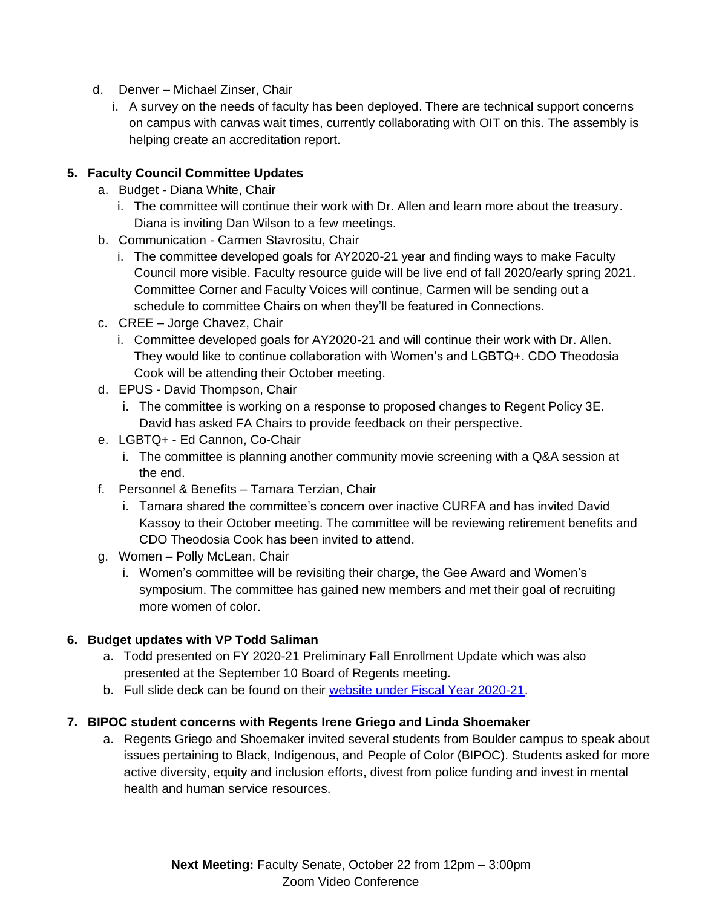d. Denver – Michael Zinser, Chair
   i. A survey on the needs of faculty has been deployed. There are technical support concerns on campus with canvas wait times, currently collaborating with OIT on this. The assembly is helping create an accreditation report.

**5. Faculty Council Committee Updates**

a. Budget - Diana White, Chair
   i. The committee will continue their work with Dr. Allen and learn more about the treasury. Diana is inviting Dan Wilson to a few meetings.

b. Communication - Carmen Stavrositu, Chair
   i. The committee developed goals for AY2020-21 year and finding ways to make Faculty Council more visible. Faculty resource guide will be live end of fall 2020/early spring 2021. Committee Corner and Faculty Voices will continue, Carmen will be sending out a schedule to committee Chairs on when they'll be featured in Connections.

c. CREE – Jorge Chavez, Chair
   i. Committee developed goals for AY2020-21 and will continue their work with Dr. Allen. They would like to continue collaboration with Women's and LGBTQ+. CDO Theodosia Cook will be attending their October meeting.

d. EPUS - David Thompson, Chair
   i. The committee is working on a response to proposed changes to Regent Policy 3E. David has asked FA Chairs to provide feedback on their perspective.

e. LGBTQ+ - Ed Cannon, Co-Chair
   i. The committee is planning another community movie screening with a Q&A session at the end.

f. Personnel & Benefits – Tamara Terzian, Chair
   i. Tamara shared the committee's concern over inactive CURFA and has invited David Kassoy to their October meeting. The committee will be reviewing retirement benefits and CDO Theodosia Cook has been invited to attend.

g. Women – Polly McLean, Chair
   i. Women's committee will be revisiting their charge, the Gee Award and Women's symposium. The committee has gained new members and met their goal of recruiting more women of color.

**6. Budget updates with VP Todd Saliman**

a. Todd presented on FY 2020-21 Preliminary Fall Enrollment Update which was also presented at the September 10 Board of Regents meeting.

b. Full slide deck can be found on their website under Fiscal Year 2020-21.

**7. BIPOC student concerns with Regents Irene Griego and Linda Shoemaker**

a. Regents Griego and Shoemaker invited several students from Boulder campus to speak about issues pertaining to Black, Indigenous, and People of Color (BIPOC). Students asked for more active diversity, equity and inclusion efforts, divest from police funding and invest in mental health and human service resources.

**Next Meeting:** Faculty Senate, October 22 from 12pm – 3:00pm
Zoom Video Conference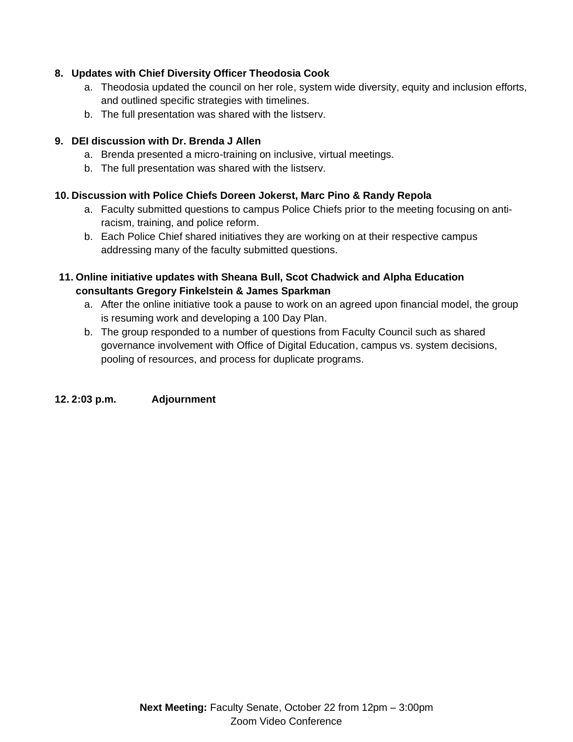**8. Updates with Chief Diversity Officer Theodosia Cook**

   a. Theodosia updated the council on her role, system wide diversity, equity and inclusion efforts, and outlined specific strategies with timelines.
   b. The full presentation was shared with the listserv.

**9. DEI discussion with Dr. Brenda J Allen**

   a. Brenda presented a micro-training on inclusive, virtual meetings.
   b. The full presentation was shared with the listserv.

**10. Discussion with Police Chiefs Doreen Jokerst, Marc Pino & Randy Repola**

   a. Faculty submitted questions to campus Police Chiefs prior to the meeting focusing on anti-racism, training, and police reform.
   b. Each Police Chief shared initiatives they are working on at their respective campus addressing many of the faculty submitted questions.

**11. Online initiative updates with Sheana Bull, Scot Chadwick and Alpha Education consultants Gregory Finkelstein & James Sparkman**

   a. After the online initiative took a pause to work on an agreed upon financial model, the group is resuming work and developing a 100 Day Plan.
   b. The group responded to a number of questions from Faculty Council such as shared governance involvement with Office of Digital Education, campus vs. system decisions, pooling of resources, and process for duplicate programs.

**12. 2:03 p.m. Adjournment**

**Next Meeting:** Faculty Senate, October 22 from 12pm – 3:00pm
Zoom Video Conference